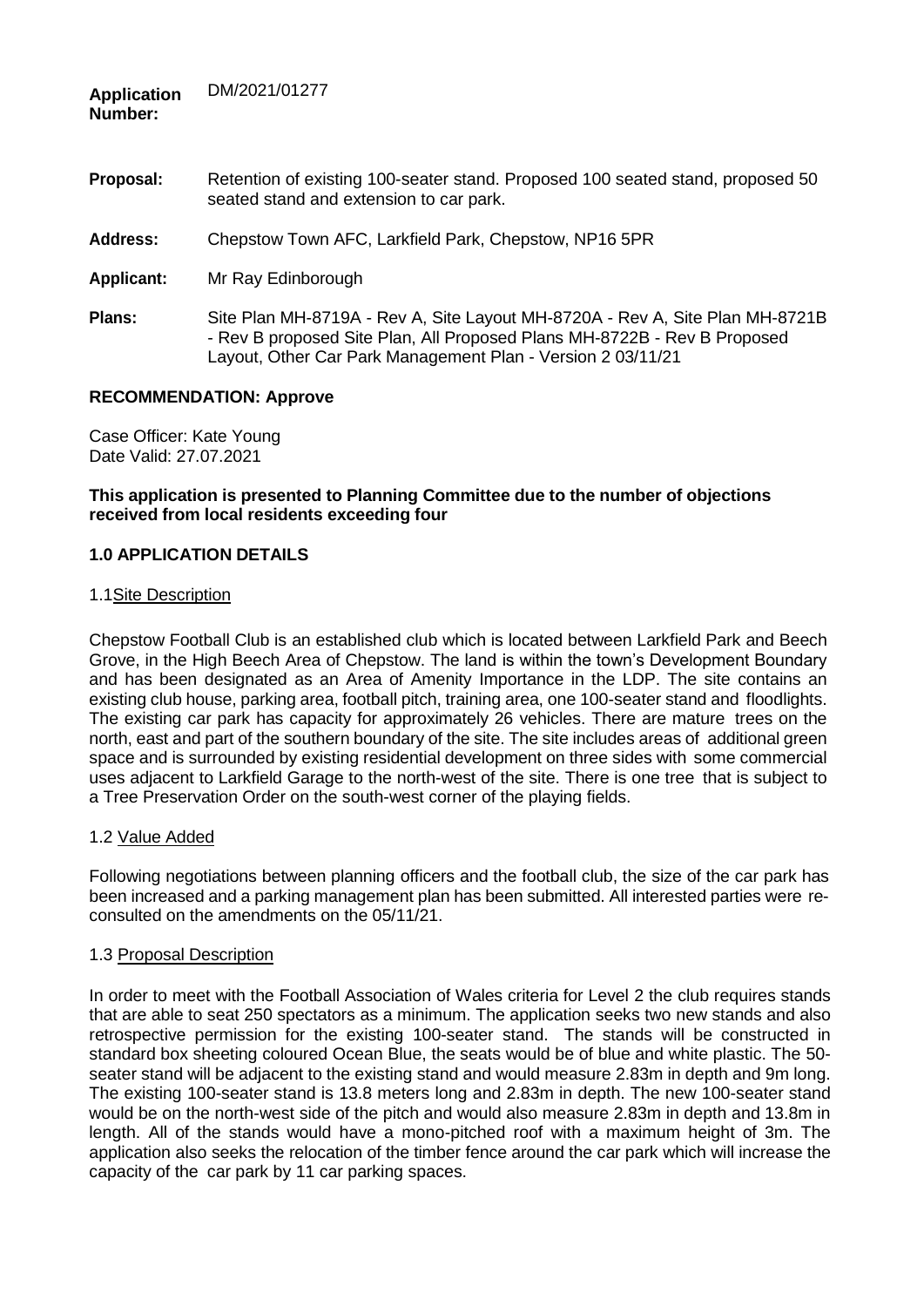| | |
|---|---|
| **Application Number:** | DM/2021/01277 |
| **Proposal:** | Retention of existing 100-seater stand. Proposed 100 seated stand, proposed 50 seated stand and extension to car park. |
| **Address:** | Chepstow Town AFC, Larkfield Park, Chepstow, NP16 5PR |
| **Applicant:** | Mr Ray Edinborough |
| **Plans:** | Site Plan MH-8719A - Rev A, Site Layout MH-8720A - Rev A, Site Plan MH-8721B - Rev B proposed Site Plan, All Proposed Plans MH-8722B - Rev B Proposed Layout, Other Car Park Management Plan - Version 2 03/11/21 |

**RECOMMENDATION: Approve**

Case Officer: Kate Young
Date Valid: 27.07.2021

**This application is presented to Planning Committee due to the number of objections received from local residents exceeding four**

## 1.0 APPLICATION DETAILS

### 1.1 Site Description

Chepstow Football Club is an established club which is located between Larkfield Park and Beech Grove, in the High Beech Area of Chepstow. The land is within the town's Development Boundary and has been designated as an Area of Amenity Importance in the LDP. The site contains an existing club house, parking area, football pitch, training area, one 100-seater stand and floodlights. The existing car park has capacity for approximately 26 vehicles. There are mature trees on the north, east and part of the southern boundary of the site. The site includes areas of additional green space and is surrounded by existing residential development on three sides with some commercial uses adjacent to Larkfield Garage to the north-west of the site. There is one tree that is subject to a Tree Preservation Order on the south-west corner of the playing fields.

### 1.2 Value Added

Following negotiations between planning officers and the football club, the size of the car park has been increased and a parking management plan has been submitted. All interested parties were re-consulted on the amendments on the 05/11/21.

### 1.3 Proposal Description

In order to meet with the Football Association of Wales criteria for Level 2 the club requires stands that are able to seat 250 spectators as a minimum. The application seeks two new stands and also retrospective permission for the existing 100-seater stand. The stands will be constructed in standard box sheeting coloured Ocean Blue, the seats would be of blue and white plastic. The 50-seater stand will be adjacent to the existing stand and would measure 2.83m in depth and 9m long. The existing 100-seater stand is 13.8 meters long and 2.83m in depth. The new 100-seater stand would be on the north-west side of the pitch and would also measure 2.83m in depth and 13.8m in length. All of the stands would have a mono-pitched roof with a maximum height of 3m. The application also seeks the relocation of the timber fence around the car park which will increase the capacity of the car park by 11 car parking spaces.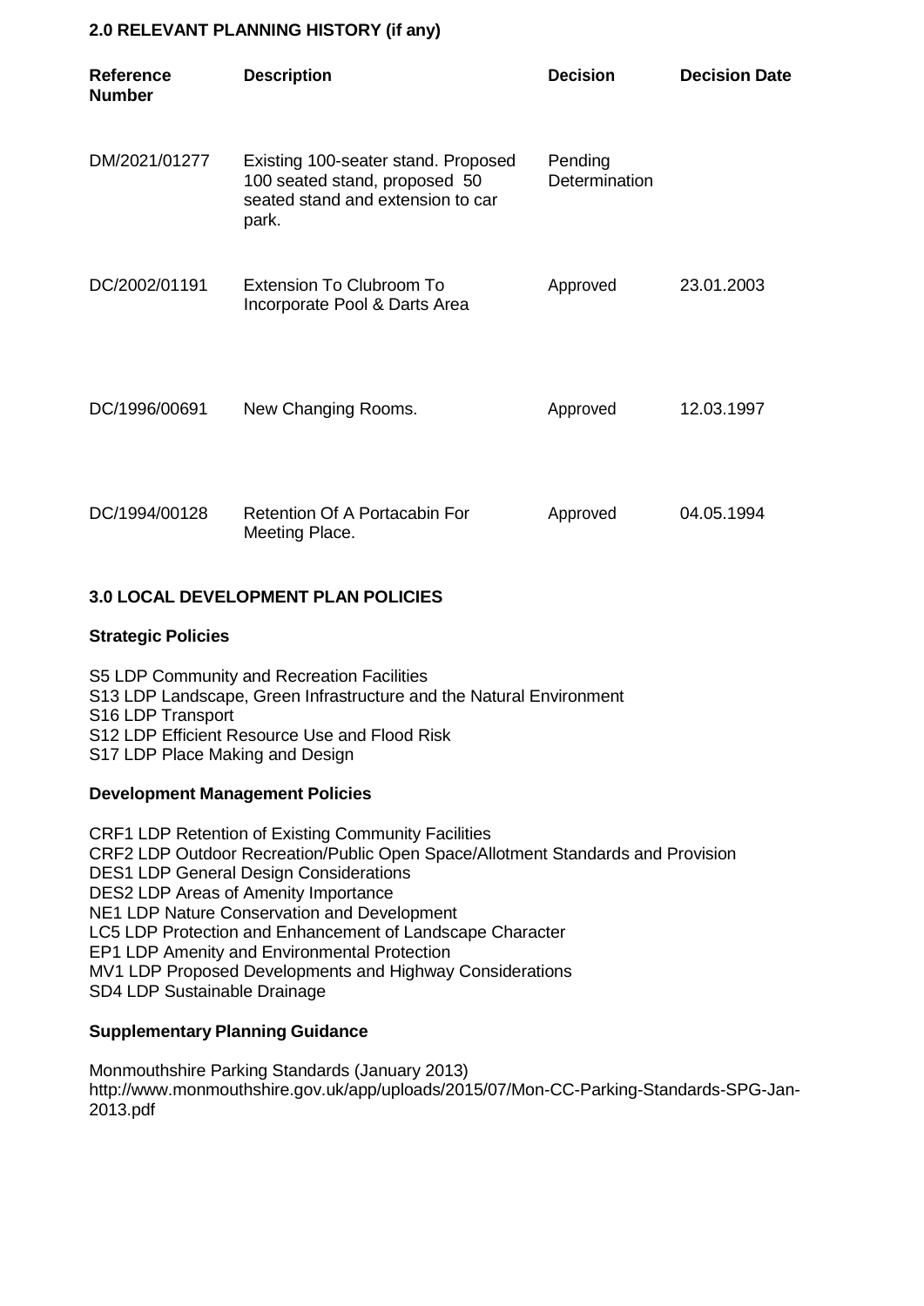## 2.0 RELEVANT PLANNING HISTORY (if any)

| Reference Number | Description | Decision | Decision Date |
|---|---|---|---|
| DM/2021/01277 | Existing 100-seater stand. Proposed 100 seated stand, proposed 50 seated stand and extension to car park. | Pending Determination | |
| DC/2002/01191 | Extension To Clubroom To Incorporate Pool & Darts Area | Approved | 23.01.2003 |
| DC/1996/00691 | New Changing Rooms. | Approved | 12.03.1997 |
| DC/1994/00128 | Retention Of A Portacabin For Meeting Place. | Approved | 04.05.1994 |

## 3.0 LOCAL DEVELOPMENT PLAN POLICIES

### Strategic Policies

S5 LDP Community and Recreation Facilities
S13 LDP Landscape, Green Infrastructure and the Natural Environment
S16 LDP Transport
S12 LDP Efficient Resource Use and Flood Risk
S17 LDP Place Making and Design

### Development Management Policies

CRF1 LDP Retention of Existing Community Facilities
CRF2 LDP Outdoor Recreation/Public Open Space/Allotment Standards and Provision
DES1 LDP General Design Considerations
DES2 LDP Areas of Amenity Importance
NE1 LDP Nature Conservation and Development
LC5 LDP Protection and Enhancement of Landscape Character
EP1 LDP Amenity and Environmental Protection
MV1 LDP Proposed Developments and Highway Considerations
SD4 LDP Sustainable Drainage

### Supplementary Planning Guidance

Monmouthshire Parking Standards (January 2013)
http://www.monmouthshire.gov.uk/app/uploads/2015/07/Mon-CC-Parking-Standards-SPG-Jan-2013.pdf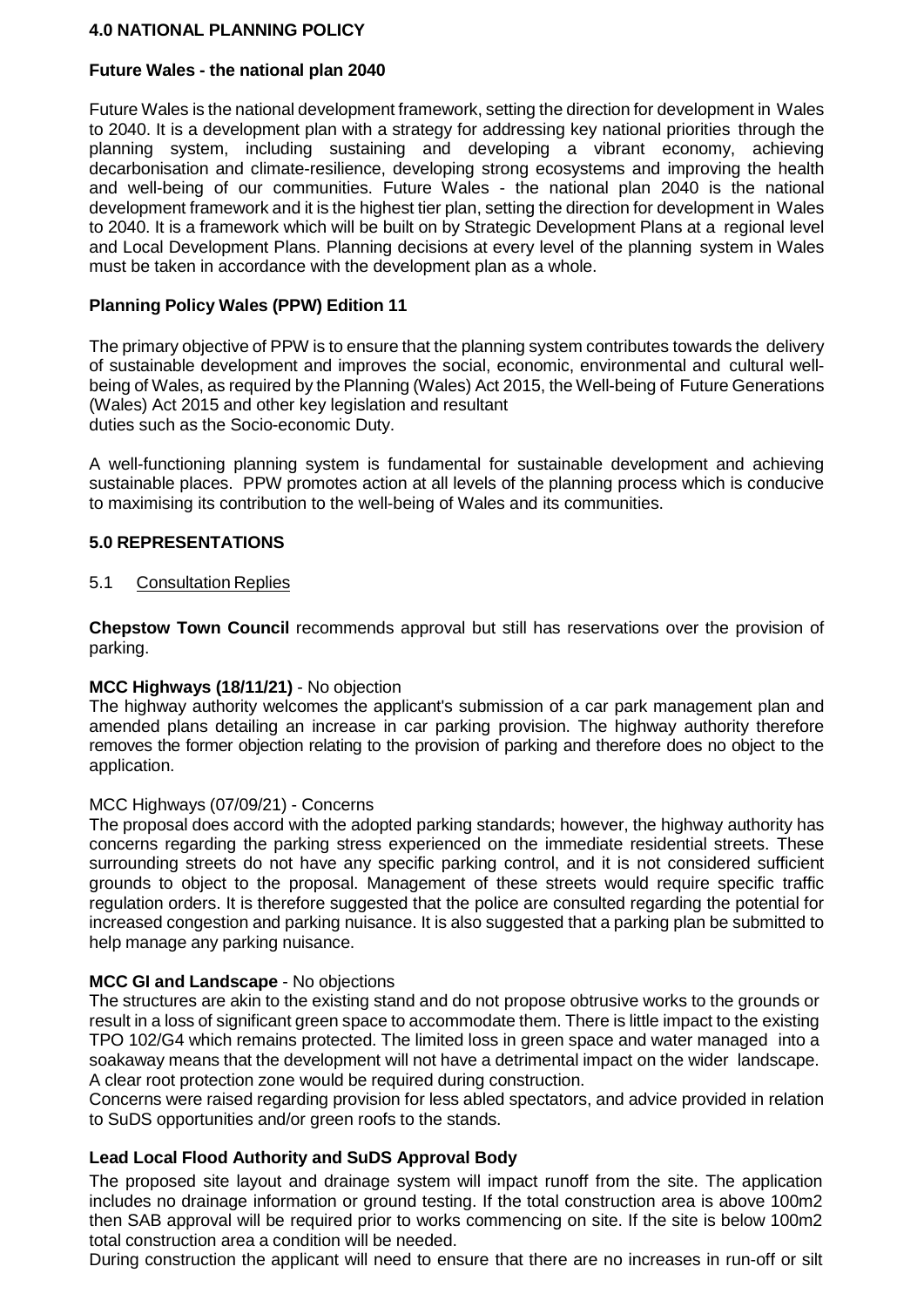## 4.0 NATIONAL PLANNING POLICY

### Future Wales - the national plan 2040

Future Wales is the national development framework, setting the direction for development in Wales to 2040. It is a development plan with a strategy for addressing key national priorities through the planning system, including sustaining and developing a vibrant economy, achieving decarbonisation and climate-resilience, developing strong ecosystems and improving the health and well-being of our communities. Future Wales - the national plan 2040 is the national development framework and it is the highest tier plan, setting the direction for development in Wales to 2040. It is a framework which will be built on by Strategic Development Plans at a regional level and Local Development Plans. Planning decisions at every level of the planning system in Wales must be taken in accordance with the development plan as a whole.

### Planning Policy Wales (PPW) Edition 11

The primary objective of PPW is to ensure that the planning system contributes towards the delivery of sustainable development and improves the social, economic, environmental and cultural well-being of Wales, as required by the Planning (Wales) Act 2015, the Well-being of Future Generations (Wales) Act 2015 and other key legislation and resultant duties such as the Socio-economic Duty.

A well-functioning planning system is fundamental for sustainable development and achieving sustainable places. PPW promotes action at all levels of the planning process which is conducive to maximising its contribution to the well-being of Wales and its communities.

## 5.0 REPRESENTATIONS

5.1 Consultation Replies

**Chepstow Town Council** recommends approval but still has reservations over the provision of parking.

**MCC Highways (18/11/21)** - No objection
The highway authority welcomes the applicant's submission of a car park management plan and amended plans detailing an increase in car parking provision. The highway authority therefore removes the former objection relating to the provision of parking and therefore does no object to the application.

MCC Highways (07/09/21) - Concerns
The proposal does accord with the adopted parking standards; however, the highway authority has concerns regarding the parking stress experienced on the immediate residential streets. These surrounding streets do not have any specific parking control, and it is not considered sufficient grounds to object to the proposal. Management of these streets would require specific traffic regulation orders. It is therefore suggested that the police are consulted regarding the potential for increased congestion and parking nuisance. It is also suggested that a parking plan be submitted to help manage any parking nuisance.

**MCC GI and Landscape** - No objections
The structures are akin to the existing stand and do not propose obtrusive works to the grounds or result in a loss of significant green space to accommodate them. There is little impact to the existing TPO 102/G4 which remains protected. The limited loss in green space and water managed into a soakaway means that the development will not have a detrimental impact on the wider landscape. A clear root protection zone would be required during construction.
Concerns were raised regarding provision for less abled spectators, and advice provided in relation to SuDS opportunities and/or green roofs to the stands.

**Lead Local Flood Authority and SuDS Approval Body**
The proposed site layout and drainage system will impact runoff from the site. The application includes no drainage information or ground testing. If the total construction area is above 100m2 then SAB approval will be required prior to works commencing on site. If the site is below 100m2 total construction area a condition will be needed.
During construction the applicant will need to ensure that there are no increases in run-off or silt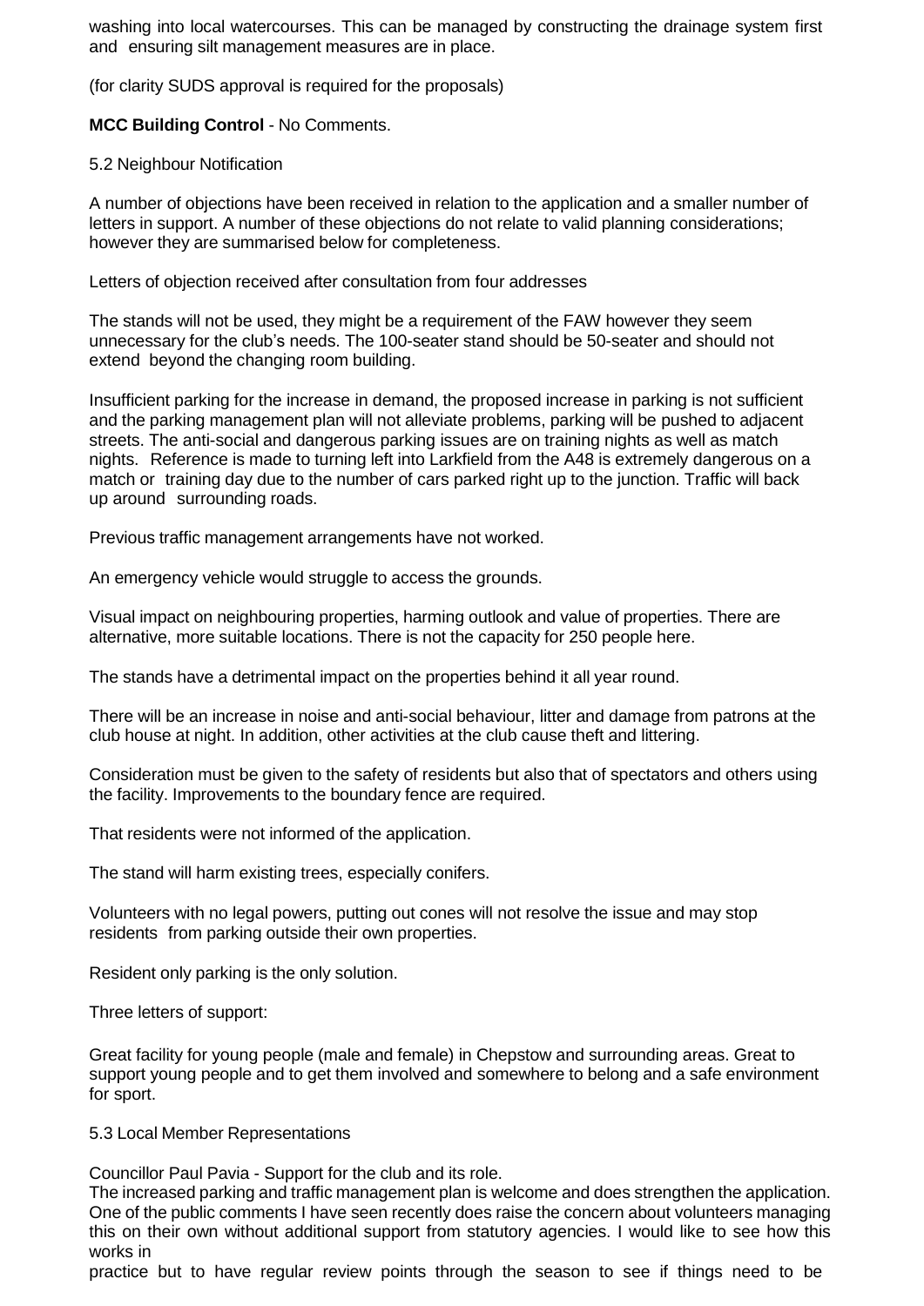washing into local watercourses. This can be managed by constructing the drainage system first and ensuring silt management measures are in place.

(for clarity SUDS approval is required for the proposals)

**MCC Building Control** - No Comments.

5.2 Neighbour Notification

A number of objections have been received in relation to the application and a smaller number of letters in support. A number of these objections do not relate to valid planning considerations; however they are summarised below for completeness.

Letters of objection received after consultation from four addresses

The stands will not be used, they might be a requirement of the FAW however they seem unnecessary for the club's needs. The 100-seater stand should be 50-seater and should not extend beyond the changing room building.

Insufficient parking for the increase in demand, the proposed increase in parking is not sufficient and the parking management plan will not alleviate problems, parking will be pushed to adjacent streets. The anti-social and dangerous parking issues are on training nights as well as match nights. Reference is made to turning left into Larkfield from the A48 is extremely dangerous on a match or training day due to the number of cars parked right up to the junction. Traffic will back up around surrounding roads.

Previous traffic management arrangements have not worked.

An emergency vehicle would struggle to access the grounds.

Visual impact on neighbouring properties, harming outlook and value of properties. There are alternative, more suitable locations. There is not the capacity for 250 people here.

The stands have a detrimental impact on the properties behind it all year round.

There will be an increase in noise and anti-social behaviour, litter and damage from patrons at the club house at night. In addition, other activities at the club cause theft and littering.

Consideration must be given to the safety of residents but also that of spectators and others using the facility. Improvements to the boundary fence are required.

That residents were not informed of the application.

The stand will harm existing trees, especially conifers.

Volunteers with no legal powers, putting out cones will not resolve the issue and may stop residents from parking outside their own properties.

Resident only parking is the only solution.

Three letters of support:

Great facility for young people (male and female) in Chepstow and surrounding areas. Great to support young people and to get them involved and somewhere to belong and a safe environment for sport.

5.3 Local Member Representations

Councillor Paul Pavia - Support for the club and its role.
The increased parking and traffic management plan is welcome and does strengthen the application. One of the public comments I have seen recently does raise the concern about volunteers managing this on their own without additional support from statutory agencies. I would like to see how this works in
practice but to have regular review points through the season to see if things need to be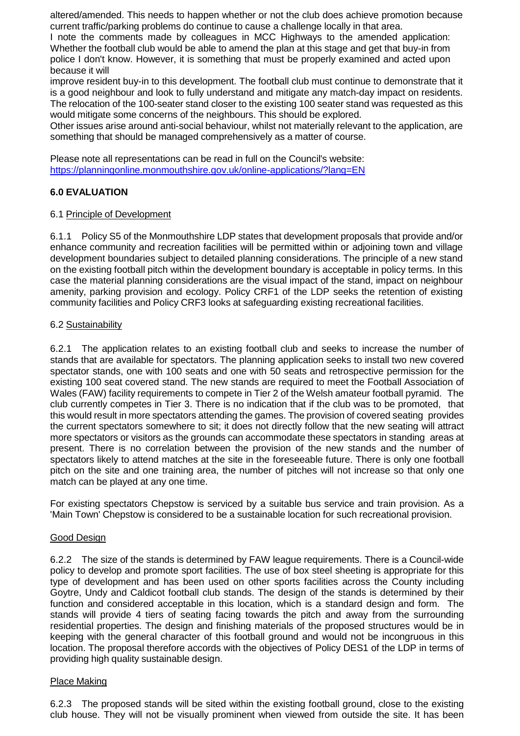altered/amended. This needs to happen whether or not the club does achieve promotion because current traffic/parking problems do continue to cause a challenge locally in that area.
I note the comments made by colleagues in MCC Highways to the amended application: Whether the football club would be able to amend the plan at this stage and get that buy-in from police I don't know. However, it is something that must be properly examined and acted upon because it will
improve resident buy-in to this development. The football club must continue to demonstrate that it is a good neighbour and look to fully understand and mitigate any match-day impact on residents. The relocation of the 100-seater stand closer to the existing 100 seater stand was requested as this would mitigate some concerns of the neighbours. This should be explored.
Other issues arise around anti-social behaviour, whilst not materially relevant to the application, are something that should be managed comprehensively as a matter of course.

Please note all representations can be read in full on the Council's website:
https://planningonline.monmouthshire.gov.uk/online-applications/?lang=EN

## 6.0 EVALUATION

### 6.1 Principle of Development

6.1.1 Policy S5 of the Monmouthshire LDP states that development proposals that provide and/or enhance community and recreation facilities will be permitted within or adjoining town and village development boundaries subject to detailed planning considerations. The principle of a new stand on the existing football pitch within the development boundary is acceptable in policy terms. In this case the material planning considerations are the visual impact of the stand, impact on neighbour amenity, parking provision and ecology. Policy CRF1 of the LDP seeks the retention of existing community facilities and Policy CRF3 looks at safeguarding existing recreational facilities.

### 6.2 Sustainability

6.2.1 The application relates to an existing football club and seeks to increase the number of stands that are available for spectators. The planning application seeks to install two new covered spectator stands, one with 100 seats and one with 50 seats and retrospective permission for the existing 100 seat covered stand. The new stands are required to meet the Football Association of Wales (FAW) facility requirements to compete in Tier 2 of the Welsh amateur football pyramid. The club currently competes in Tier 3. There is no indication that if the club was to be promoted, that this would result in more spectators attending the games. The provision of covered seating provides the current spectators somewhere to sit; it does not directly follow that the new seating will attract more spectators or visitors as the grounds can accommodate these spectators in standing areas at present. There is no correlation between the provision of the new stands and the number of spectators likely to attend matches at the site in the foreseeable future. There is only one football pitch on the site and one training area, the number of pitches will not increase so that only one match can be played at any one time.

For existing spectators Chepstow is serviced by a suitable bus service and train provision. As a 'Main Town' Chepstow is considered to be a sustainable location for such recreational provision.

#### Good Design

6.2.2 The size of the stands is determined by FAW league requirements. There is a Council-wide policy to develop and promote sport facilities. The use of box steel sheeting is appropriate for this type of development and has been used on other sports facilities across the County including Goytre, Undy and Caldicot football club stands. The design of the stands is determined by their function and considered acceptable in this location, which is a standard design and form. The stands will provide 4 tiers of seating facing towards the pitch and away from the surrounding residential properties. The design and finishing materials of the proposed structures would be in keeping with the general character of this football ground and would not be incongruous in this location. The proposal therefore accords with the objectives of Policy DES1 of the LDP in terms of providing high quality sustainable design.

#### Place Making

6.2.3 The proposed stands will be sited within the existing football ground, close to the existing club house. They will not be visually prominent when viewed from outside the site. It has been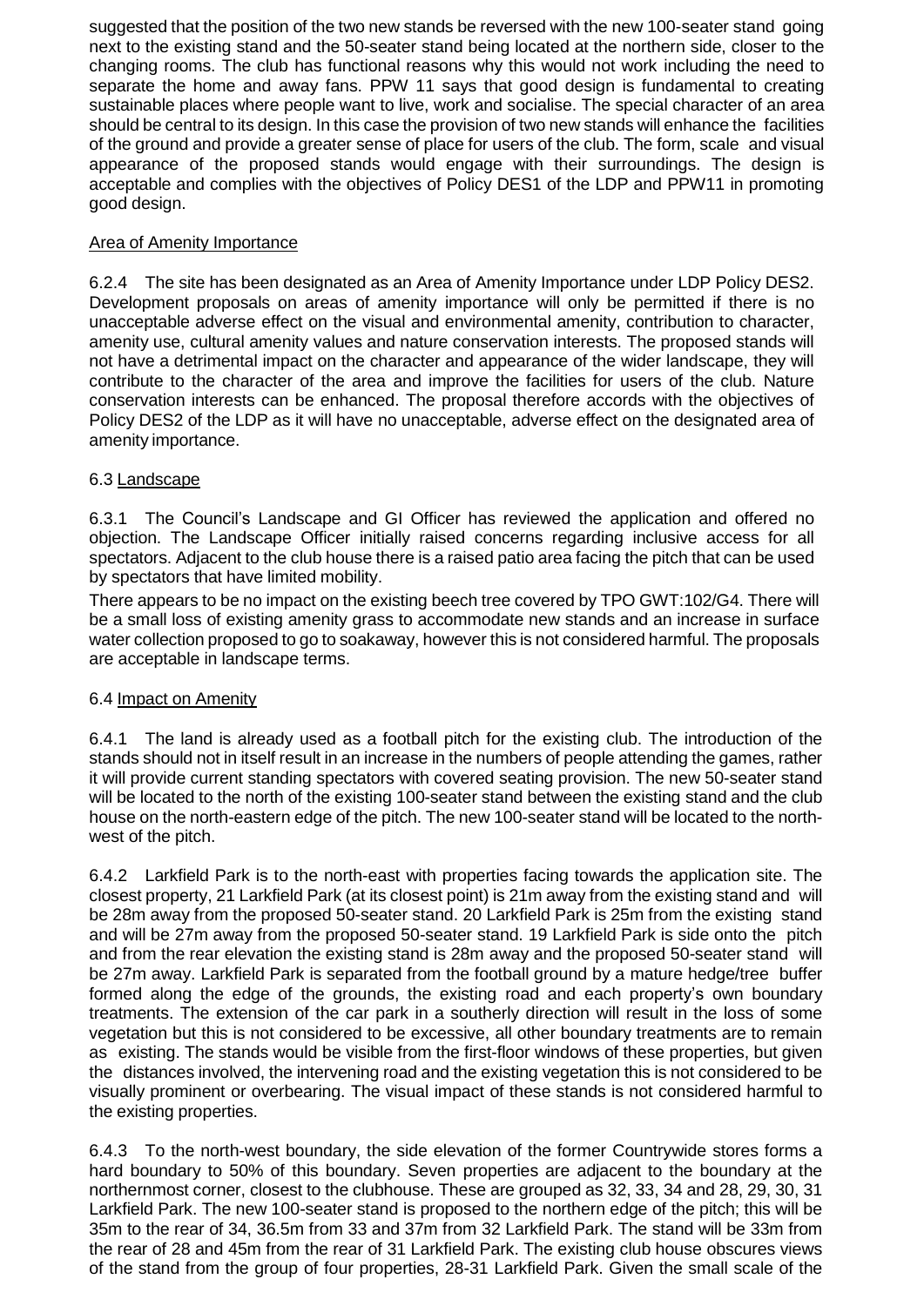suggested that the position of the two new stands be reversed with the new 100-seater stand going next to the existing stand and the 50-seater stand being located at the northern side, closer to the changing rooms. The club has functional reasons why this would not work including the need to separate the home and away fans. PPW 11 says that good design is fundamental to creating sustainable places where people want to live, work and socialise. The special character of an area should be central to its design. In this case the provision of two new stands will enhance the facilities of the ground and provide a greater sense of place for users of the club. The form, scale and visual appearance of the proposed stands would engage with their surroundings. The design is acceptable and complies with the objectives of Policy DES1 of the LDP and PPW11 in promoting good design.

Area of Amenity Importance

6.2.4 The site has been designated as an Area of Amenity Importance under LDP Policy DES2. Development proposals on areas of amenity importance will only be permitted if there is no unacceptable adverse effect on the visual and environmental amenity, contribution to character, amenity use, cultural amenity values and nature conservation interests. The proposed stands will not have a detrimental impact on the character and appearance of the wider landscape, they will contribute to the character of the area and improve the facilities for users of the club. Nature conservation interests can be enhanced. The proposal therefore accords with the objectives of Policy DES2 of the LDP as it will have no unacceptable, adverse effect on the designated area of amenity importance.

6.3 Landscape

6.3.1 The Council's Landscape and GI Officer has reviewed the application and offered no objection. The Landscape Officer initially raised concerns regarding inclusive access for all spectators. Adjacent to the club house there is a raised patio area facing the pitch that can be used by spectators that have limited mobility.

There appears to be no impact on the existing beech tree covered by TPO GWT:102/G4. There will be a small loss of existing amenity grass to accommodate new stands and an increase in surface water collection proposed to go to soakaway, however this is not considered harmful. The proposals are acceptable in landscape terms.

6.4 Impact on Amenity

6.4.1 The land is already used as a football pitch for the existing club. The introduction of the stands should not in itself result in an increase in the numbers of people attending the games, rather it will provide current standing spectators with covered seating provision. The new 50-seater stand will be located to the north of the existing 100-seater stand between the existing stand and the club house on the north-eastern edge of the pitch. The new 100-seater stand will be located to the north-west of the pitch.

6.4.2 Larkfield Park is to the north-east with properties facing towards the application site. The closest property, 21 Larkfield Park (at its closest point) is 21m away from the existing stand and will be 28m away from the proposed 50-seater stand. 20 Larkfield Park is 25m from the existing stand and will be 27m away from the proposed 50-seater stand. 19 Larkfield Park is side onto the pitch and from the rear elevation the existing stand is 28m away and the proposed 50-seater stand will be 27m away. Larkfield Park is separated from the football ground by a mature hedge/tree buffer formed along the edge of the grounds, the existing road and each property's own boundary treatments. The extension of the car park in a southerly direction will result in the loss of some vegetation but this is not considered to be excessive, all other boundary treatments are to remain as existing. The stands would be visible from the first-floor windows of these properties, but given the distances involved, the intervening road and the existing vegetation this is not considered to be visually prominent or overbearing. The visual impact of these stands is not considered harmful to the existing properties.

6.4.3 To the north-west boundary, the side elevation of the former Countrywide stores forms a hard boundary to 50% of this boundary. Seven properties are adjacent to the boundary at the northernmost corner, closest to the clubhouse. These are grouped as 32, 33, 34 and 28, 29, 30, 31 Larkfield Park. The new 100-seater stand is proposed to the northern edge of the pitch; this will be 35m to the rear of 34, 36.5m from 33 and 37m from 32 Larkfield Park. The stand will be 33m from the rear of 28 and 45m from the rear of 31 Larkfield Park. The existing club house obscures views of the stand from the group of four properties, 28-31 Larkfield Park. Given the small scale of the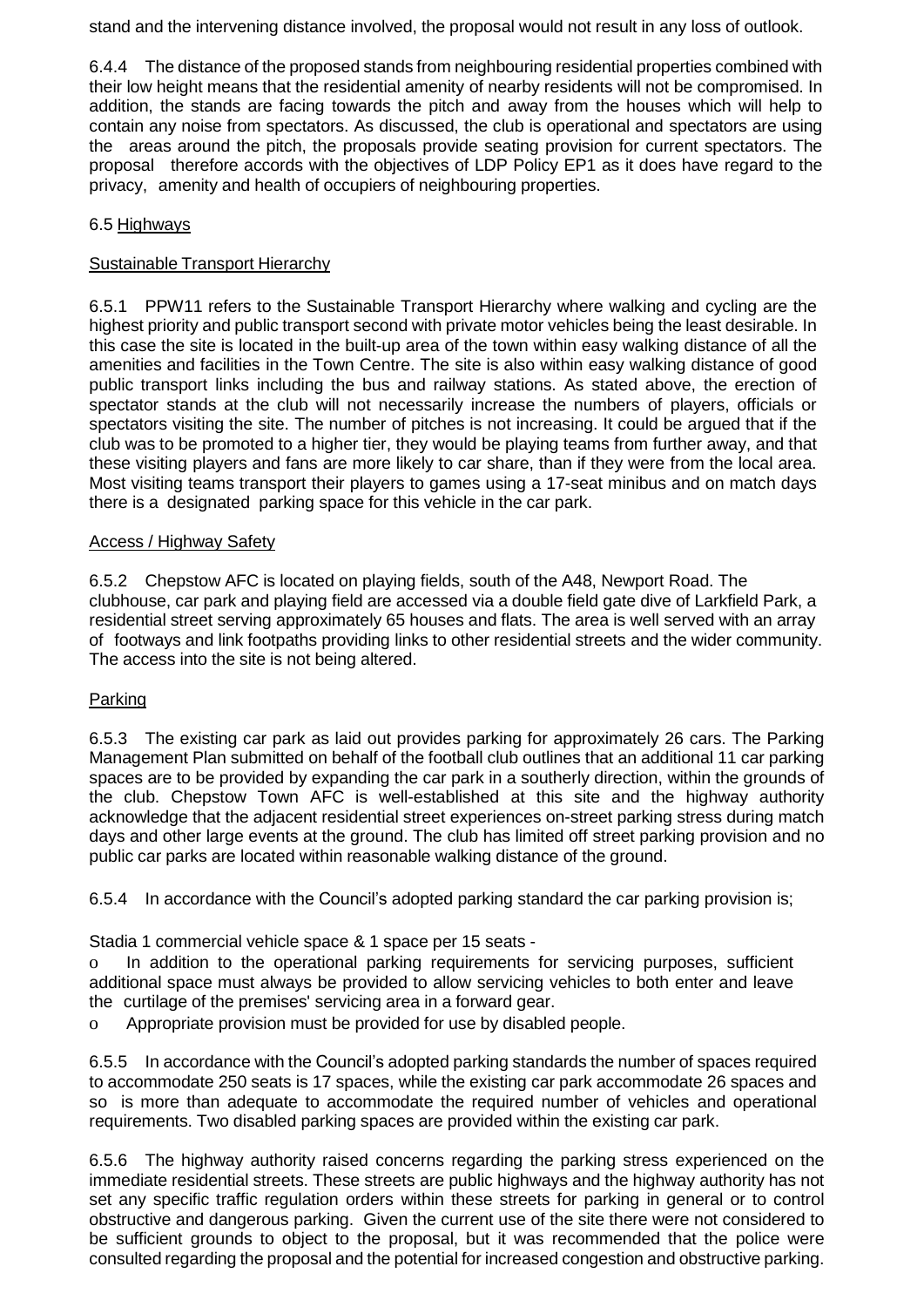stand and the intervening distance involved, the proposal would not result in any loss of outlook.

6.4.4 The distance of the proposed stands from neighbouring residential properties combined with their low height means that the residential amenity of nearby residents will not be compromised. In addition, the stands are facing towards the pitch and away from the houses which will help to contain any noise from spectators. As discussed, the club is operational and spectators are using the areas around the pitch, the proposals provide seating provision for current spectators. The proposal therefore accords with the objectives of LDP Policy EP1 as it does have regard to the privacy, amenity and health of occupiers of neighbouring properties.

6.5 Highways

Sustainable Transport Hierarchy

6.5.1 PPW11 refers to the Sustainable Transport Hierarchy where walking and cycling are the highest priority and public transport second with private motor vehicles being the least desirable. In this case the site is located in the built-up area of the town within easy walking distance of all the amenities and facilities in the Town Centre. The site is also within easy walking distance of good public transport links including the bus and railway stations. As stated above, the erection of spectator stands at the club will not necessarily increase the numbers of players, officials or spectators visiting the site. The number of pitches is not increasing. It could be argued that if the club was to be promoted to a higher tier, they would be playing teams from further away, and that these visiting players and fans are more likely to car share, than if they were from the local area. Most visiting teams transport their players to games using a 17-seat minibus and on match days there is a designated parking space for this vehicle in the car park.

Access / Highway Safety

6.5.2 Chepstow AFC is located on playing fields, south of the A48, Newport Road. The clubhouse, car park and playing field are accessed via a double field gate dive of Larkfield Park, a residential street serving approximately 65 houses and flats. The area is well served with an array of footways and link footpaths providing links to other residential streets and the wider community. The access into the site is not being altered.

Parking

6.5.3 The existing car park as laid out provides parking for approximately 26 cars. The Parking Management Plan submitted on behalf of the football club outlines that an additional 11 car parking spaces are to be provided by expanding the car park in a southerly direction, within the grounds of the club. Chepstow Town AFC is well-established at this site and the highway authority acknowledge that the adjacent residential street experiences on-street parking stress during match days and other large events at the ground. The club has limited off street parking provision and no public car parks are located within reasonable walking distance of the ground.

6.5.4 In accordance with the Council's adopted parking standard the car parking provision is;

Stadia 1 commercial vehicle space & 1 space per 15 seats -

- In addition to the operational parking requirements for servicing purposes, sufficient additional space must always be provided to allow servicing vehicles to both enter and leave the curtilage of the premises' servicing area in a forward gear.
- Appropriate provision must be provided for use by disabled people.

6.5.5 In accordance with the Council's adopted parking standards the number of spaces required to accommodate 250 seats is 17 spaces, while the existing car park accommodate 26 spaces and so is more than adequate to accommodate the required number of vehicles and operational requirements. Two disabled parking spaces are provided within the existing car park.

6.5.6 The highway authority raised concerns regarding the parking stress experienced on the immediate residential streets. These streets are public highways and the highway authority has not set any specific traffic regulation orders within these streets for parking in general or to control obstructive and dangerous parking. Given the current use of the site there were not considered to be sufficient grounds to object to the proposal, but it was recommended that the police were consulted regarding the proposal and the potential for increased congestion and obstructive parking.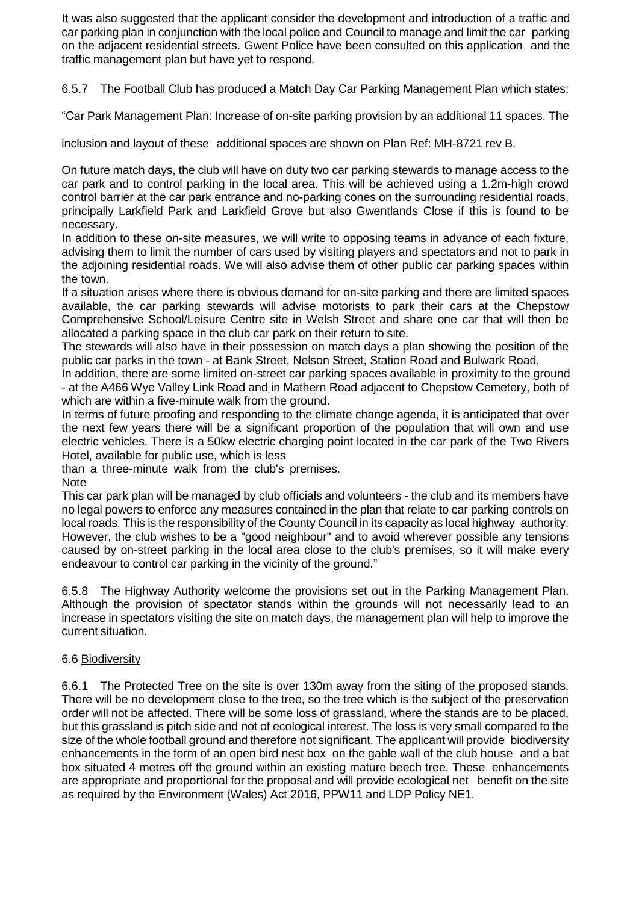It was also suggested that the applicant consider the development and introduction of a traffic and car parking plan in conjunction with the local police and Council to manage and limit the car parking on the adjacent residential streets. Gwent Police have been consulted on this application and the traffic management plan but have yet to respond.

6.5.7 The Football Club has produced a Match Day Car Parking Management Plan which states:

"Car Park Management Plan: Increase of on-site parking provision by an additional 11 spaces. The

inclusion and layout of these additional spaces are shown on Plan Ref: MH-8721 rev B.

On future match days, the club will have on duty two car parking stewards to manage access to the car park and to control parking in the local area. This will be achieved using a 1.2m-high crowd control barrier at the car park entrance and no-parking cones on the surrounding residential roads, principally Larkfield Park and Larkfield Grove but also Gwentlands Close if this is found to be necessary.

In addition to these on-site measures, we will write to opposing teams in advance of each fixture, advising them to limit the number of cars used by visiting players and spectators and not to park in the adjoining residential roads. We will also advise them of other public car parking spaces within the town.

If a situation arises where there is obvious demand for on-site parking and there are limited spaces available, the car parking stewards will advise motorists to park their cars at the Chepstow Comprehensive School/Leisure Centre site in Welsh Street and share one car that will then be allocated a parking space in the club car park on their return to site.

The stewards will also have in their possession on match days a plan showing the position of the public car parks in the town - at Bank Street, Nelson Street, Station Road and Bulwark Road.

In addition, there are some limited on-street car parking spaces available in proximity to the ground - at the A466 Wye Valley Link Road and in Mathern Road adjacent to Chepstow Cemetery, both of which are within a five-minute walk from the ground.

In terms of future proofing and responding to the climate change agenda, it is anticipated that over the next few years there will be a significant proportion of the population that will own and use electric vehicles. There is a 50kw electric charging point located in the car park of the Two Rivers Hotel, available for public use, which is less

than a three-minute walk from the club's premises.

Note

This car park plan will be managed by club officials and volunteers - the club and its members have no legal powers to enforce any measures contained in the plan that relate to car parking controls on local roads. This is the responsibility of the County Council in its capacity as local highway authority. However, the club wishes to be a "good neighbour" and to avoid wherever possible any tensions caused by on-street parking in the local area close to the club's premises, so it will make every endeavour to control car parking in the vicinity of the ground."

6.5.8 The Highway Authority welcome the provisions set out in the Parking Management Plan. Although the provision of spectator stands within the grounds will not necessarily lead to an increase in spectators visiting the site on match days, the management plan will help to improve the current situation.

### 6.6 Biodiversity

6.6.1 The Protected Tree on the site is over 130m away from the siting of the proposed stands. There will be no development close to the tree, so the tree which is the subject of the preservation order will not be affected. There will be some loss of grassland, where the stands are to be placed, but this grassland is pitch side and not of ecological interest. The loss is very small compared to the size of the whole football ground and therefore not significant. The applicant will provide biodiversity enhancements in the form of an open bird nest box on the gable wall of the club house and a bat box situated 4 metres off the ground within an existing mature beech tree. These enhancements are appropriate and proportional for the proposal and will provide ecological net benefit on the site as required by the Environment (Wales) Act 2016, PPW11 and LDP Policy NE1.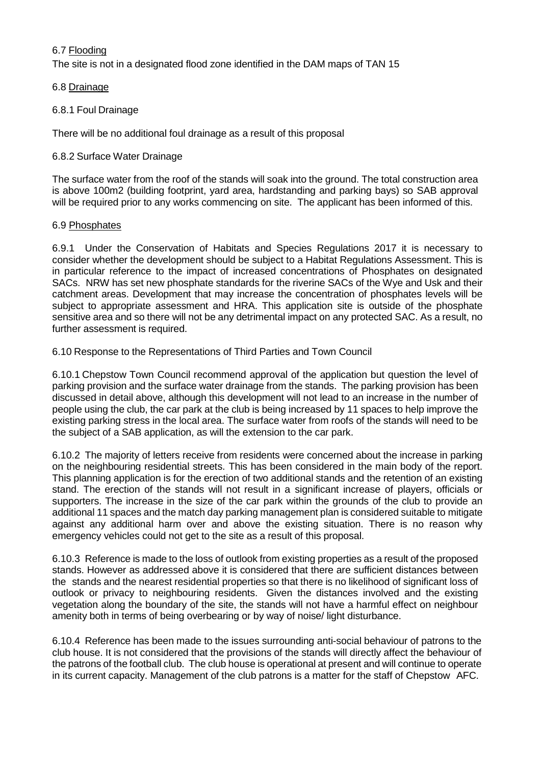6.7 Flooding

The site is not in a designated flood zone identified in the DAM maps of TAN 15

6.8 Drainage

6.8.1 Foul Drainage

There will be no additional foul drainage as a result of this proposal

6.8.2 Surface Water Drainage

The surface water from the roof of the stands will soak into the ground. The total construction area is above 100m2 (building footprint, yard area, hardstanding and parking bays) so SAB approval will be required prior to any works commencing on site. The applicant has been informed of this.

6.9 Phosphates

6.9.1 Under the Conservation of Habitats and Species Regulations 2017 it is necessary to consider whether the development should be subject to a Habitat Regulations Assessment. This is in particular reference to the impact of increased concentrations of Phosphates on designated SACs. NRW has set new phosphate standards for the riverine SACs of the Wye and Usk and their catchment areas. Development that may increase the concentration of phosphates levels will be subject to appropriate assessment and HRA. This application site is outside of the phosphate sensitive area and so there will not be any detrimental impact on any protected SAC. As a result, no further assessment is required.

6.10 Response to the Representations of Third Parties and Town Council

6.10.1 Chepstow Town Council recommend approval of the application but question the level of parking provision and the surface water drainage from the stands. The parking provision has been discussed in detail above, although this development will not lead to an increase in the number of people using the club, the car park at the club is being increased by 11 spaces to help improve the existing parking stress in the local area. The surface water from roofs of the stands will need to be the subject of a SAB application, as will the extension to the car park.

6.10.2 The majority of letters receive from residents were concerned about the increase in parking on the neighbouring residential streets. This has been considered in the main body of the report. This planning application is for the erection of two additional stands and the retention of an existing stand. The erection of the stands will not result in a significant increase of players, officials or supporters. The increase in the size of the car park within the grounds of the club to provide an additional 11 spaces and the match day parking management plan is considered suitable to mitigate against any additional harm over and above the existing situation. There is no reason why emergency vehicles could not get to the site as a result of this proposal.

6.10.3 Reference is made to the loss of outlook from existing properties as a result of the proposed stands. However as addressed above it is considered that there are sufficient distances between the stands and the nearest residential properties so that there is no likelihood of significant loss of outlook or privacy to neighbouring residents. Given the distances involved and the existing vegetation along the boundary of the site, the stands will not have a harmful effect on neighbour amenity both in terms of being overbearing or by way of noise/ light disturbance.

6.10.4 Reference has been made to the issues surrounding anti-social behaviour of patrons to the club house. It is not considered that the provisions of the stands will directly affect the behaviour of the patrons of the football club. The club house is operational at present and will continue to operate in its current capacity. Management of the club patrons is a matter for the staff of Chepstow AFC.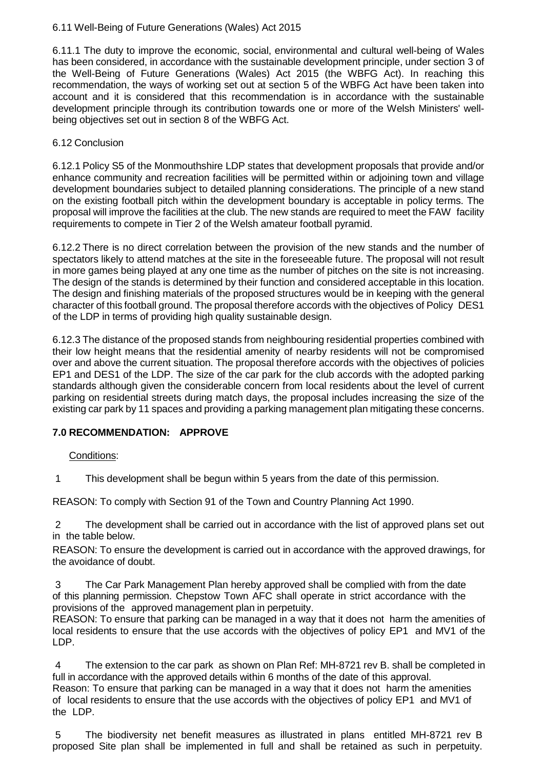6.11 Well-Being of Future Generations (Wales) Act 2015

6.11.1 The duty to improve the economic, social, environmental and cultural well-being of Wales has been considered, in accordance with the sustainable development principle, under section 3 of the Well-Being of Future Generations (Wales) Act 2015 (the WBFG Act). In reaching this recommendation, the ways of working set out at section 5 of the WBFG Act have been taken into account and it is considered that this recommendation is in accordance with the sustainable development principle through its contribution towards one or more of the Welsh Ministers' well-being objectives set out in section 8 of the WBFG Act.

6.12 Conclusion

6.12.1 Policy S5 of the Monmouthshire LDP states that development proposals that provide and/or enhance community and recreation facilities will be permitted within or adjoining town and village development boundaries subject to detailed planning considerations. The principle of a new stand on the existing football pitch within the development boundary is acceptable in policy terms. The proposal will improve the facilities at the club. The new stands are required to meet the FAW facility requirements to compete in Tier 2 of the Welsh amateur football pyramid.

6.12.2 There is no direct correlation between the provision of the new stands and the number of spectators likely to attend matches at the site in the foreseeable future. The proposal will not result in more games being played at any one time as the number of pitches on the site is not increasing. The design of the stands is determined by their function and considered acceptable in this location. The design and finishing materials of the proposed structures would be in keeping with the general character of this football ground. The proposal therefore accords with the objectives of Policy DES1 of the LDP in terms of providing high quality sustainable design.

6.12.3 The distance of the proposed stands from neighbouring residential properties combined with their low height means that the residential amenity of nearby residents will not be compromised over and above the current situation. The proposal therefore accords with the objectives of policies EP1 and DES1 of the LDP. The size of the car park for the club accords with the adopted parking standards although given the considerable concern from local residents about the level of current parking on residential streets during match days, the proposal includes increasing the size of the existing car park by 11 spaces and providing a parking management plan mitigating these concerns.

## 7.0 RECOMMENDATION: APPROVE

Conditions:

1 This development shall be begun within 5 years from the date of this permission.

REASON: To comply with Section 91 of the Town and Country Planning Act 1990.

2 The development shall be carried out in accordance with the list of approved plans set out in the table below.

REASON: To ensure the development is carried out in accordance with the approved drawings, for the avoidance of doubt.

3 The Car Park Management Plan hereby approved shall be complied with from the date of this planning permission. Chepstow Town AFC shall operate in strict accordance with the provisions of the approved management plan in perpetuity.

REASON: To ensure that parking can be managed in a way that it does not harm the amenities of local residents to ensure that the use accords with the objectives of policy EP1 and MV1 of the LDP.

4 The extension to the car park as shown on Plan Ref: MH-8721 rev B. shall be completed in full in accordance with the approved details within 6 months of the date of this approval.

Reason: To ensure that parking can be managed in a way that it does not harm the amenities of local residents to ensure that the use accords with the objectives of policy EP1 and MV1 of the LDP.

5 The biodiversity net benefit measures as illustrated in plans entitled MH-8721 rev B proposed Site plan shall be implemented in full and shall be retained as such in perpetuity.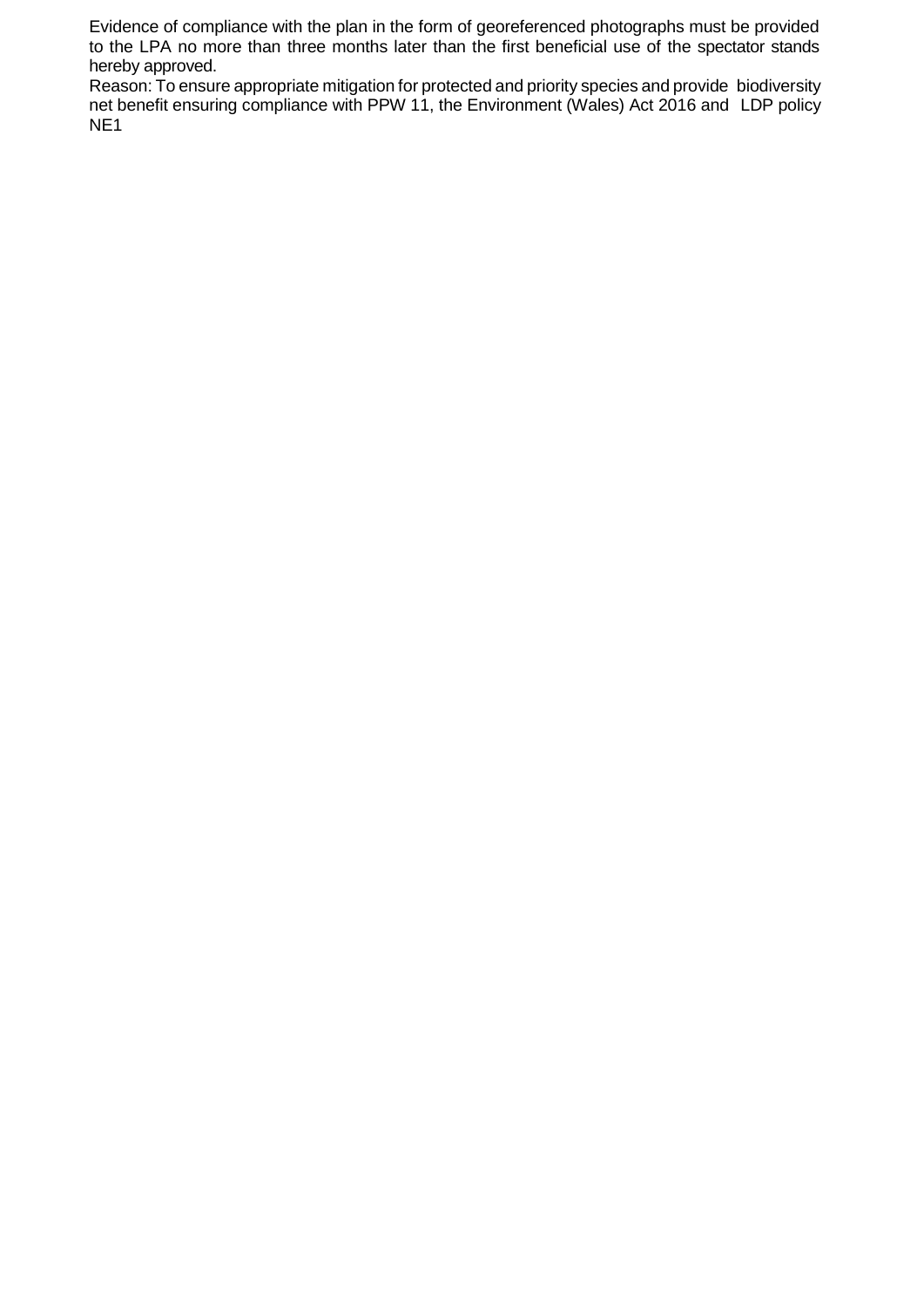Evidence of compliance with the plan in the form of georeferenced photographs must be provided to the LPA no more than three months later than the first beneficial use of the spectator stands hereby approved.

Reason: To ensure appropriate mitigation for protected and priority species and provide biodiversity net benefit ensuring compliance with PPW 11, the Environment (Wales) Act 2016 and LDP policy NE1